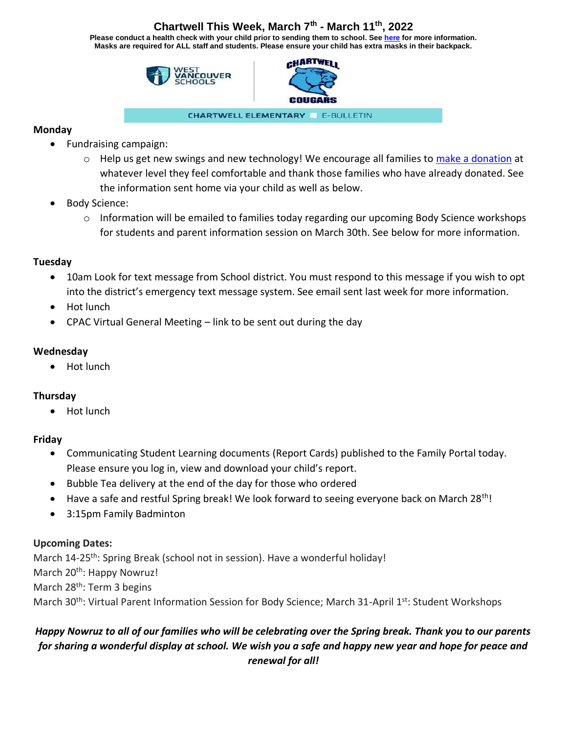# Chartwell This Week, March 7th - March 11th, 2022

**Please conduct a health check with your child prior to sending them to school. See here for more information.**
**Masks are required for ALL staff and students. Please ensure your child has extra masks in their backpack.**

WEST VANCOUVER SCHOOLS

CHARTWELL COUGARS

CHARTWELL ELEMENTARY E-BULLETIN

### Monday

- Fundraising campaign:
  - Help us get new swings and new technology! We encourage all families to make a donation at whatever level they feel comfortable and thank those families who have already donated. See the information sent home via your child as well as below.
- Body Science:
  - Information will be emailed to families today regarding our upcoming Body Science workshops for students and parent information session on March 30th. See below for more information.

### Tuesday

- 10am Look for text message from School district. You must respond to this message if you wish to opt into the district's emergency text message system. See email sent last week for more information.
- Hot lunch
- CPAC Virtual General Meeting – link to be sent out during the day

### Wednesday

- Hot lunch

### Thursday

- Hot lunch

### Friday

- Communicating Student Learning documents (Report Cards) published to the Family Portal today. Please ensure you log in, view and download your child's report.
- Bubble Tea delivery at the end of the day for those who ordered
- Have a safe and restful Spring break! We look forward to seeing everyone back on March 28th!
- 3:15pm Family Badminton

### Upcoming Dates:

March 14-25th: Spring Break (school not in session). Have a wonderful holiday!
March 20th: Happy Nowruz!
March 28th: Term 3 begins
March 30th: Virtual Parent Information Session for Body Science; March 31-April 1st: Student Workshops

***Happy Nowruz to all of our families who will be celebrating over the Spring break. Thank you to our parents for sharing a wonderful display at school. We wish you a safe and happy new year and hope for peace and renewal for all!***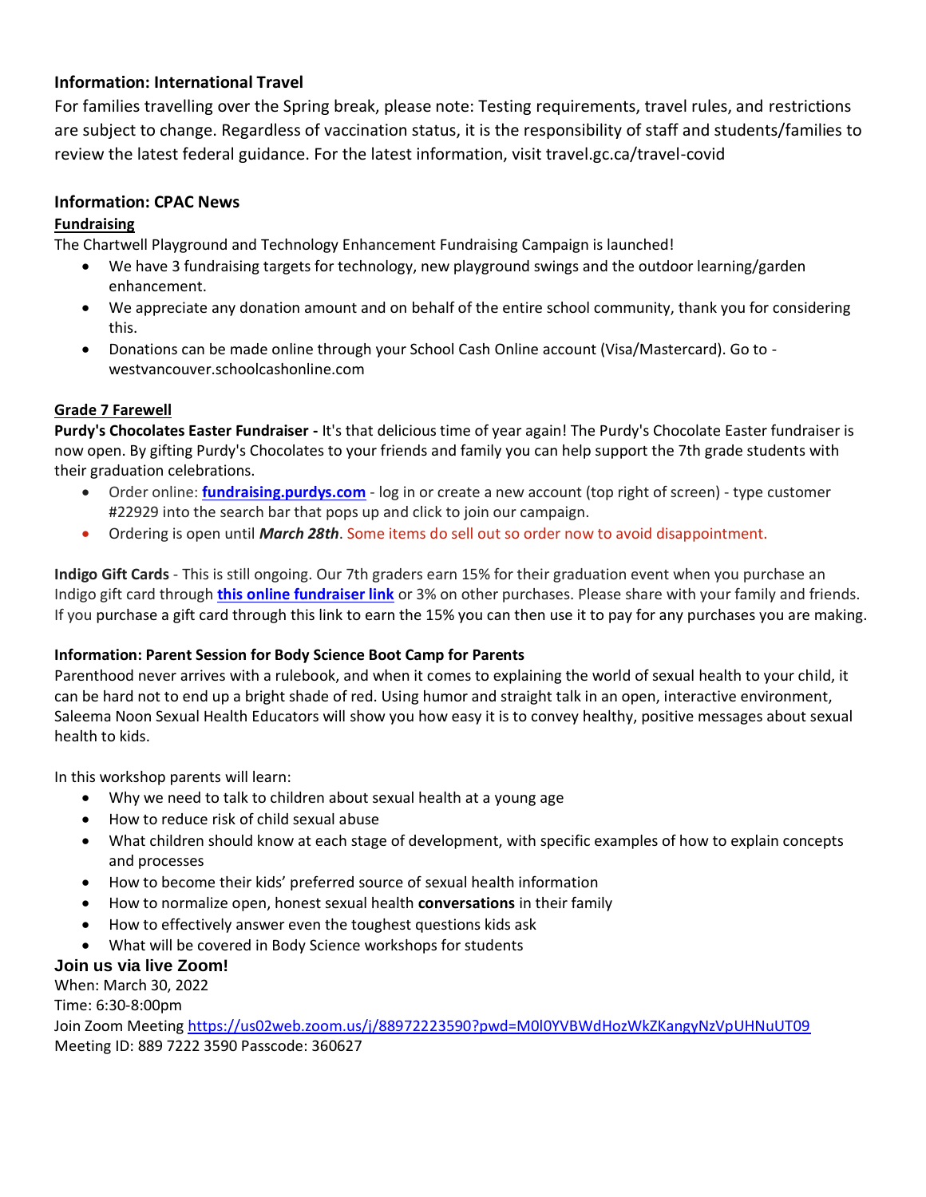### Information: International Travel

For families travelling over the Spring break, please note: Testing requirements, travel rules, and restrictions are subject to change. Regardless of vaccination status, it is the responsibility of staff and students/families to review the latest federal guidance. For the latest information, visit travel.gc.ca/travel-covid

### Information: CPAC News

**Fundraising**

The Chartwell Playground and Technology Enhancement Fundraising Campaign is launched!

- We have 3 fundraising targets for technology, new playground swings and the outdoor learning/garden enhancement.
- We appreciate any donation amount and on behalf of the entire school community, thank you for considering this.
- Donations can be made online through your School Cash Online account (Visa/Mastercard). Go to - westvancouver.schoolcashonline.com

**Grade 7 Farewell**

**Purdy's Chocolates Easter Fundraiser -** It's that delicious time of year again! The Purdy's Chocolate Easter fundraiser is now open. By gifting Purdy's Chocolates to your friends and family you can help support the 7th grade students with their graduation celebrations.

- Order online: **fundraising.purdys.com** - log in or create a new account (top right of screen) - type customer #22929 into the search bar that pops up and click to join our campaign.
- Ordering is open until ***March 28th***. Some items do sell out so order now to avoid disappointment.

**Indigo Gift Cards** - This is still ongoing. Our 7th graders earn 15% for their graduation event when you purchase an Indigo gift card through **this online fundraiser link** or 3% on other purchases. Please share with your family and friends. If you purchase a gift card through this link to earn the 15% you can then use it to pay for any purchases you are making.

**Information: Parent Session for Body Science Boot Camp for Parents**

Parenthood never arrives with a rulebook, and when it comes to explaining the world of sexual health to your child, it can be hard not to end up a bright shade of red. Using humor and straight talk in an open, interactive environment, Saleema Noon Sexual Health Educators will show you how easy it is to convey healthy, positive messages about sexual health to kids.

In this workshop parents will learn:

- Why we need to talk to children about sexual health at a young age
- How to reduce risk of child sexual abuse
- What children should know at each stage of development, with specific examples of how to explain concepts and processes
- How to become their kids' preferred source of sexual health information
- How to normalize open, honest sexual health **conversations** in their family
- How to effectively answer even the toughest questions kids ask
- What will be covered in Body Science workshops for students

**Join us via live Zoom!**

When: March 30, 2022
Time: 6:30-8:00pm
Join Zoom Meeting https://us02web.zoom.us/j/88972223590?pwd=M0l0YVBWdHozWkZKangyNzVpUHNuUT09
Meeting ID: 889 7222 3590 Passcode: 360627